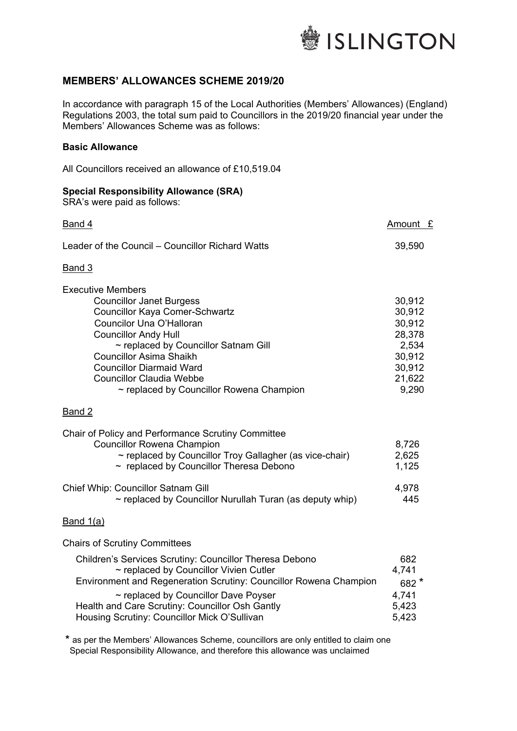ISLINGTON

## MEMBERS' ALLOWANCES SCHEME 2019/20

In accordance with paragraph 15 of the Local Authorities (Members' Allowances) (England) Regulations 2003, the total sum paid to Councillors in the 2019/20 financial year under the Members' Allowances Scheme was as follows:

### Basic Allowance

All Councillors received an allowance of £10,519.04

### Special Responsibility Allowance (SRA)

SRA's were paid as follows:

| Band 4 | Amount £ |
|---|---|
| Leader of the Council – Councillor Richard Watts | 39,590 |
| **Band 3** | |
| Executive Members | |
| Councillor Janet Burgess | 30,912 |
| Councillor Kaya Comer-Schwartz | 30,912 |
| Councilor Una O'Halloran | 30,912 |
| Councillor Andy Hull | 28,378 |
| ~ replaced by Councillor Satnam Gill | 2,534 |
| Councillor Asima Shaikh | 30,912 |
| Councillor Diarmaid Ward | 30,912 |
| Councillor Claudia Webbe | 21,622 |
| ~ replaced by Councillor Rowena Champion | 9,290 |
| **Band 2** | |
| Chair of Policy and Performance Scrutiny Committee | |
| Councillor Rowena Champion | 8,726 |
| ~ replaced by Councillor Troy Gallagher (as vice-chair) | 2,625 |
| ~ replaced by Councillor Theresa Debono | 1,125 |
| Chief Whip: Councillor Satnam Gill | 4,978 |
| ~ replaced by Councillor Nurullah Turan (as deputy whip) | 445 |
| **Band 1(a)** | |
| Chairs of Scrutiny Committees | |
| Children's Services Scrutiny: Councillor Theresa Debono | 682 |
| ~ replaced by Councillor Vivien Cutler | 4,741 |
| Environment and Regeneration Scrutiny: Councillor Rowena Champion | 682 * |
| ~ replaced by Councillor Dave Poyser | 4,741 |
| Health and Care Scrutiny: Councillor Osh Gantly | 5,423 |
| Housing Scrutiny: Councillor Mick O'Sullivan | 5,423 |

* as per the Members' Allowances Scheme, councillors are only entitled to claim one Special Responsibility Allowance, and therefore this allowance was unclaimed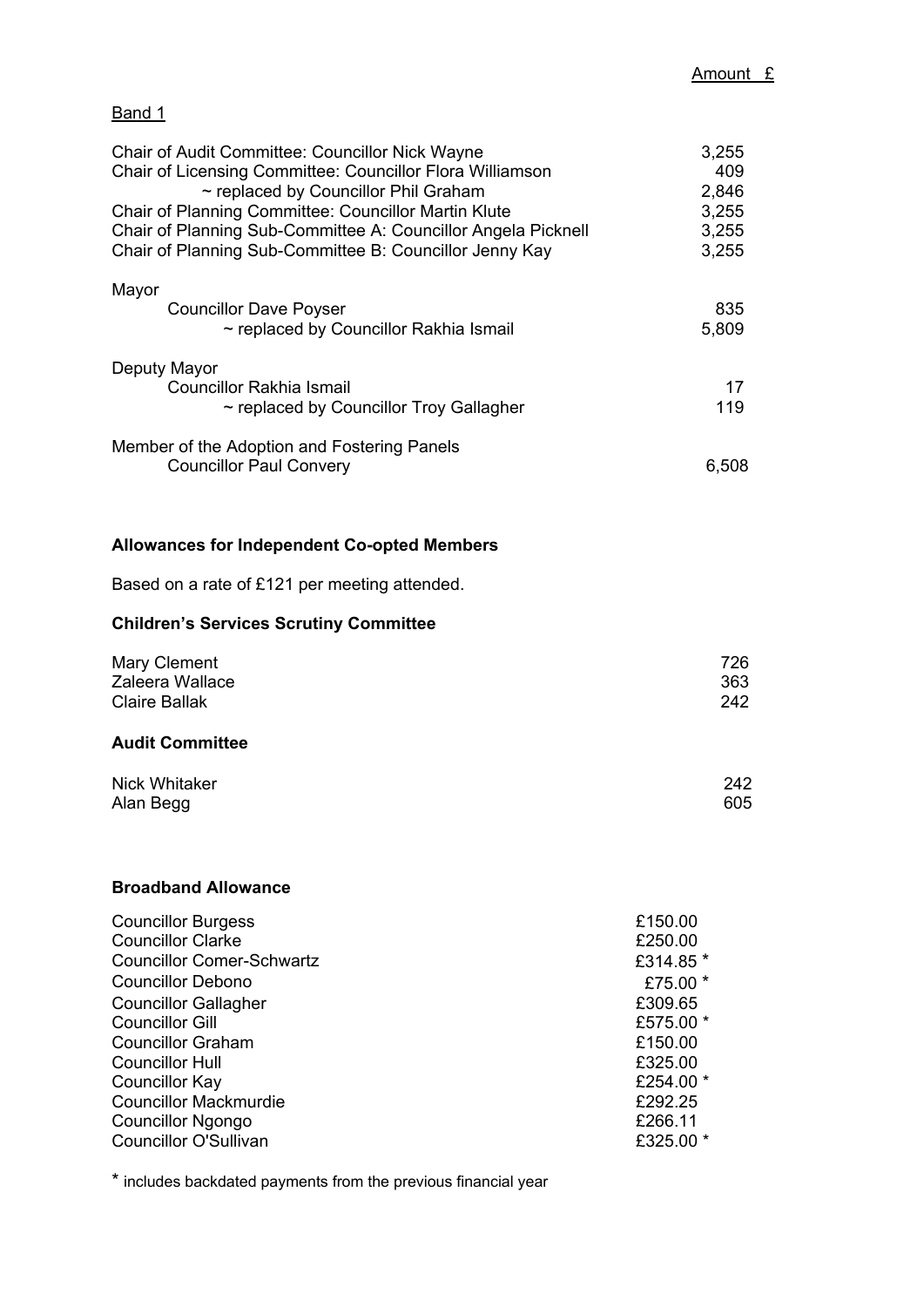| | Amount £ |
|---|---|
| **Band 1** | |
| Chair of Audit Committee: Councillor Nick Wayne | 3,255 |
| Chair of Licensing Committee: Councillor Flora Williamson | 409 |
| ~ replaced by Councillor Phil Graham | 2,846 |
| Chair of Planning Committee: Councillor Martin Klute | 3,255 |
| Chair of Planning Sub-Committee A: Councillor Angela Picknell | 3,255 |
| Chair of Planning Sub-Committee B: Councillor Jenny Kay | 3,255 |
| Mayor | |
| Councillor Dave Poyser | 835 |
| ~ replaced by Councillor Rakhia Ismail | 5,809 |
| Deputy Mayor | |
| Councillor Rakhia Ismail | 17 |
| ~ replaced by Councillor Troy Gallagher | 119 |
| Member of the Adoption and Fostering Panels | |
| Councillor Paul Convery | 6,508 |

## Allowances for Independent Co-opted Members

Based on a rate of £121 per meeting attended.

### Children's Services Scrutiny Committee

| | |
|---|---|
| Mary Clement | 726 |
| Zaleera Wallace | 363 |
| Claire Ballak | 242 |

### Audit Committee

| | |
|---|---|
| Nick Whitaker | 242 |
| Alan Begg | 605 |

## Broadband Allowance

| | |
|---|---|
| Councillor Burgess | £150.00 |
| Councillor Clarke | £250.00 |
| Councillor Comer-Schwartz | £314.85 * |
| Councillor Debono | £75.00 * |
| Councillor Gallagher | £309.65 |
| Councillor Gill | £575.00 * |
| Councillor Graham | £150.00 |
| Councillor Hull | £325.00 |
| Councillor Kay | £254.00 * |
| Councillor Mackmurdie | £292.25 |
| Councillor Ngongo | £266.11 |
| Councillor O'Sullivan | £325.00 * |

* includes backdated payments from the previous financial year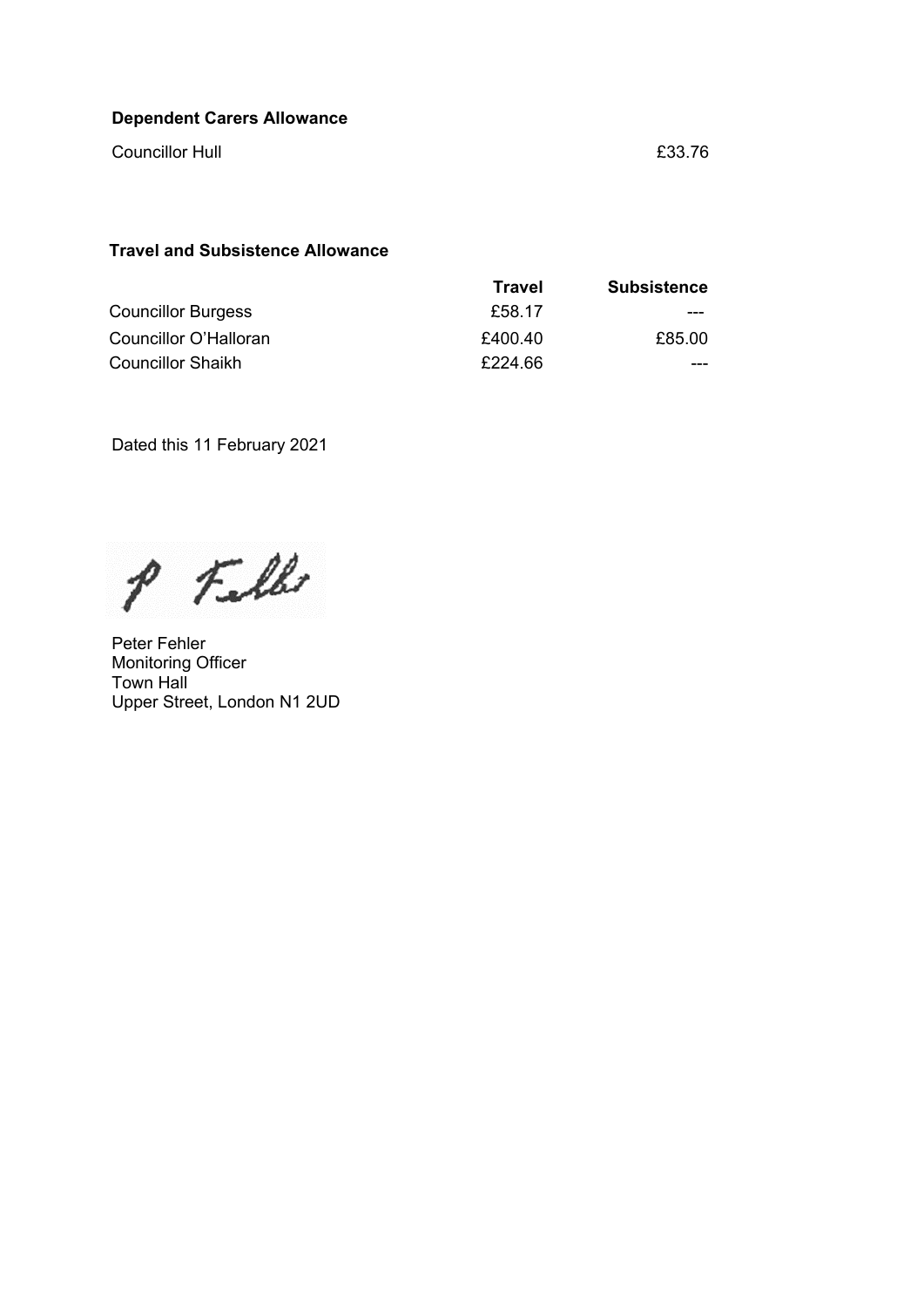**Dependent Carers Allowance**

| | |
|---|---|
| Councillor Hull | £33.76 |

**Travel and Subsistence Allowance**

| | Travel | Subsistence |
|---|---|---|
| Councillor Burgess | £58.17 | --- |
| Councillor O'Halloran | £400.40 | £85.00 |
| Councillor Shaikh | £224.66 | --- |

Dated this 11 February 2021

P Fehler

Peter Fehler
Monitoring Officer
Town Hall
Upper Street, London N1 2UD